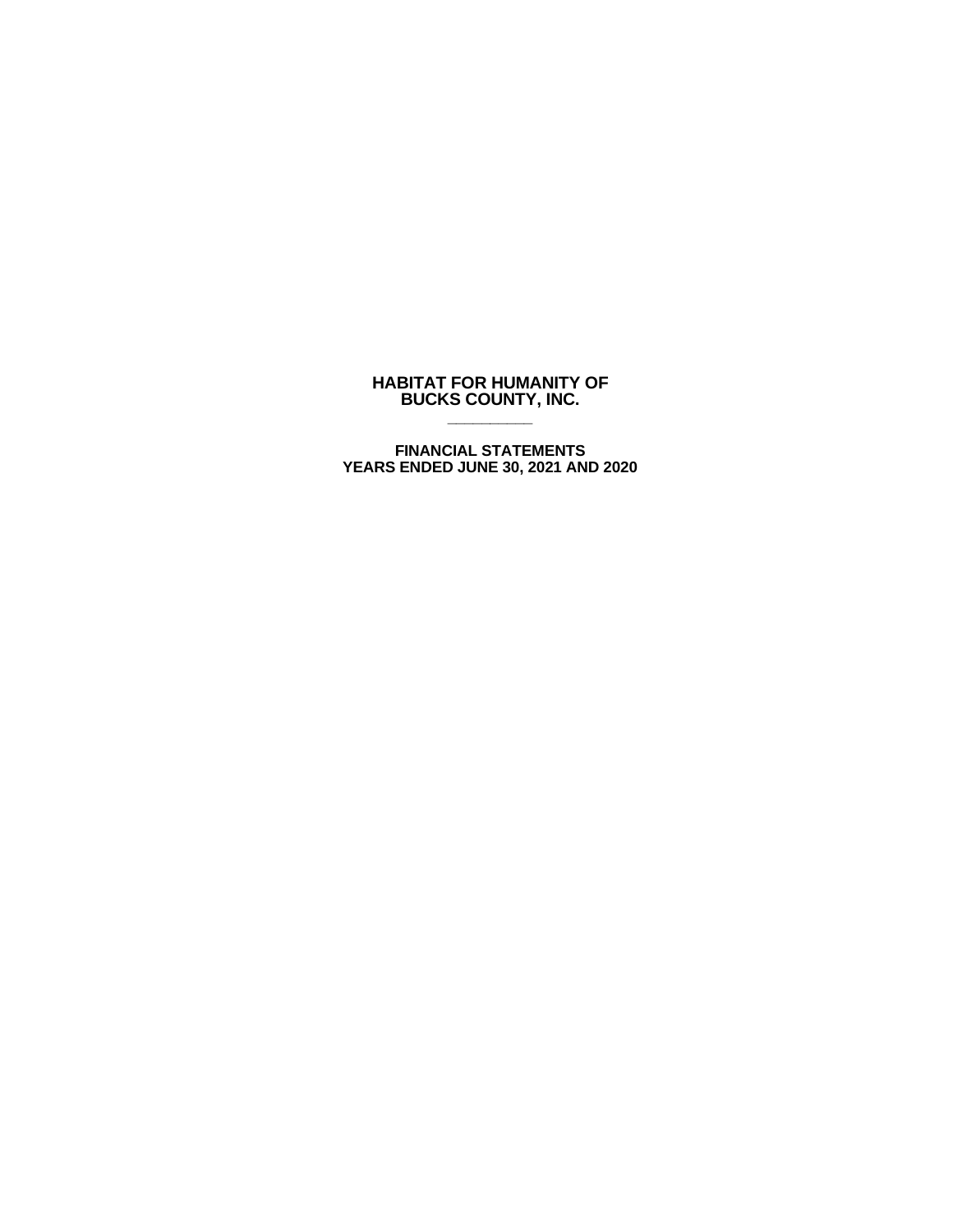# HABITAT FOR HUMANITY OF BUCKS COUNTY, INC.

---

## FINANCIAL STATEMENTS
## YEARS ENDED JUNE 30, 2021 AND 2020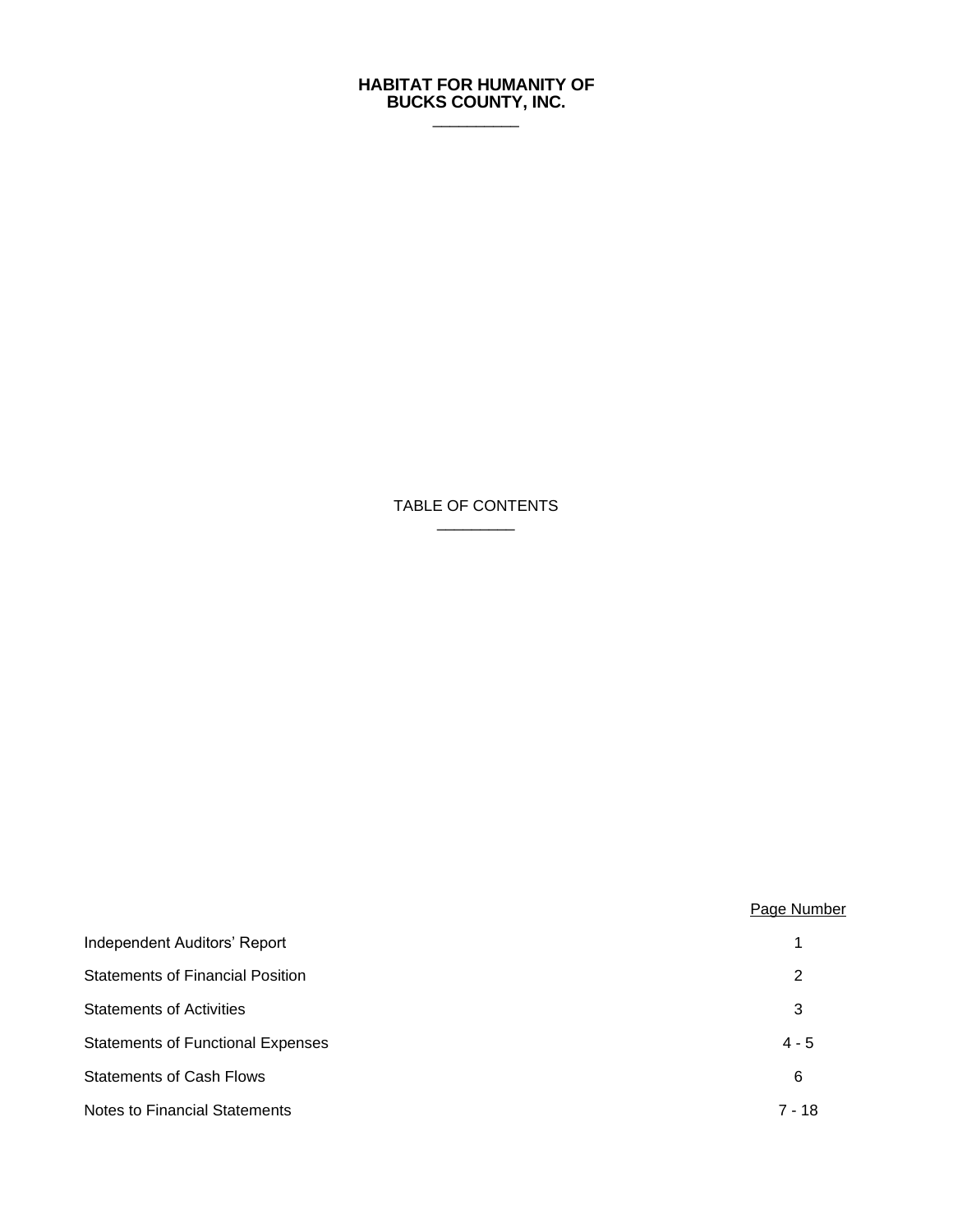# HABITAT FOR HUMANITY OF BUCKS COUNTY, INC.

## TABLE OF CONTENTS

| | Page Number |
|---|---|
| Independent Auditors' Report | 1 |
| Statements of Financial Position | 2 |
| Statements of Activities | 3 |
| Statements of Functional Expenses | 4 - 5 |
| Statements of Cash Flows | 6 |
| Notes to Financial Statements | 7 - 18 |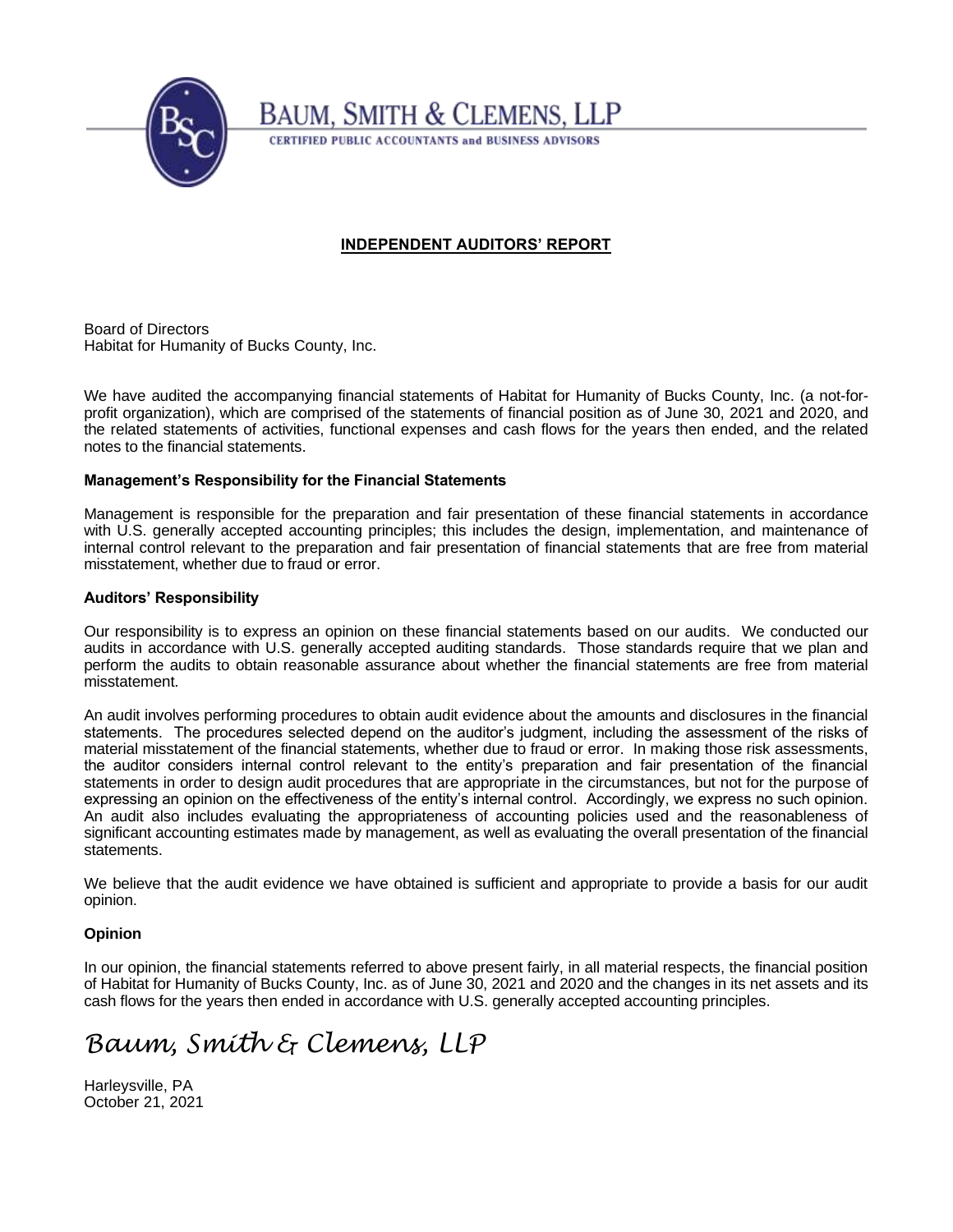BAUM, SMITH & CLEMENS, LLP

CERTIFIED PUBLIC ACCOUNTANTS and BUSINESS ADVISORS

## INDEPENDENT AUDITORS' REPORT

Board of Directors
Habitat for Humanity of Bucks County, Inc.

We have audited the accompanying financial statements of Habitat for Humanity of Bucks County, Inc. (a not-for-profit organization), which are comprised of the statements of financial position as of June 30, 2021 and 2020, and the related statements of activities, functional expenses and cash flows for the years then ended, and the related notes to the financial statements.

**Management's Responsibility for the Financial Statements**

Management is responsible for the preparation and fair presentation of these financial statements in accordance with U.S. generally accepted accounting principles; this includes the design, implementation, and maintenance of internal control relevant to the preparation and fair presentation of financial statements that are free from material misstatement, whether due to fraud or error.

**Auditors' Responsibility**

Our responsibility is to express an opinion on these financial statements based on our audits. We conducted our audits in accordance with U.S. generally accepted auditing standards. Those standards require that we plan and perform the audits to obtain reasonable assurance about whether the financial statements are free from material misstatement.

An audit involves performing procedures to obtain audit evidence about the amounts and disclosures in the financial statements. The procedures selected depend on the auditor's judgment, including the assessment of the risks of material misstatement of the financial statements, whether due to fraud or error. In making those risk assessments, the auditor considers internal control relevant to the entity's preparation and fair presentation of the financial statements in order to design audit procedures that are appropriate in the circumstances, but not for the purpose of expressing an opinion on the effectiveness of the entity's internal control. Accordingly, we express no such opinion. An audit also includes evaluating the appropriateness of accounting policies used and the reasonableness of significant accounting estimates made by management, as well as evaluating the overall presentation of the financial statements.

We believe that the audit evidence we have obtained is sufficient and appropriate to provide a basis for our audit opinion.

**Opinion**

In our opinion, the financial statements referred to above present fairly, in all material respects, the financial position of Habitat for Humanity of Bucks County, Inc. as of June 30, 2021 and 2020 and the changes in its net assets and its cash flows for the years then ended in accordance with U.S. generally accepted accounting principles.

*Baum, Smith & Clemens, LLP*

Harleysville, PA
October 21, 2021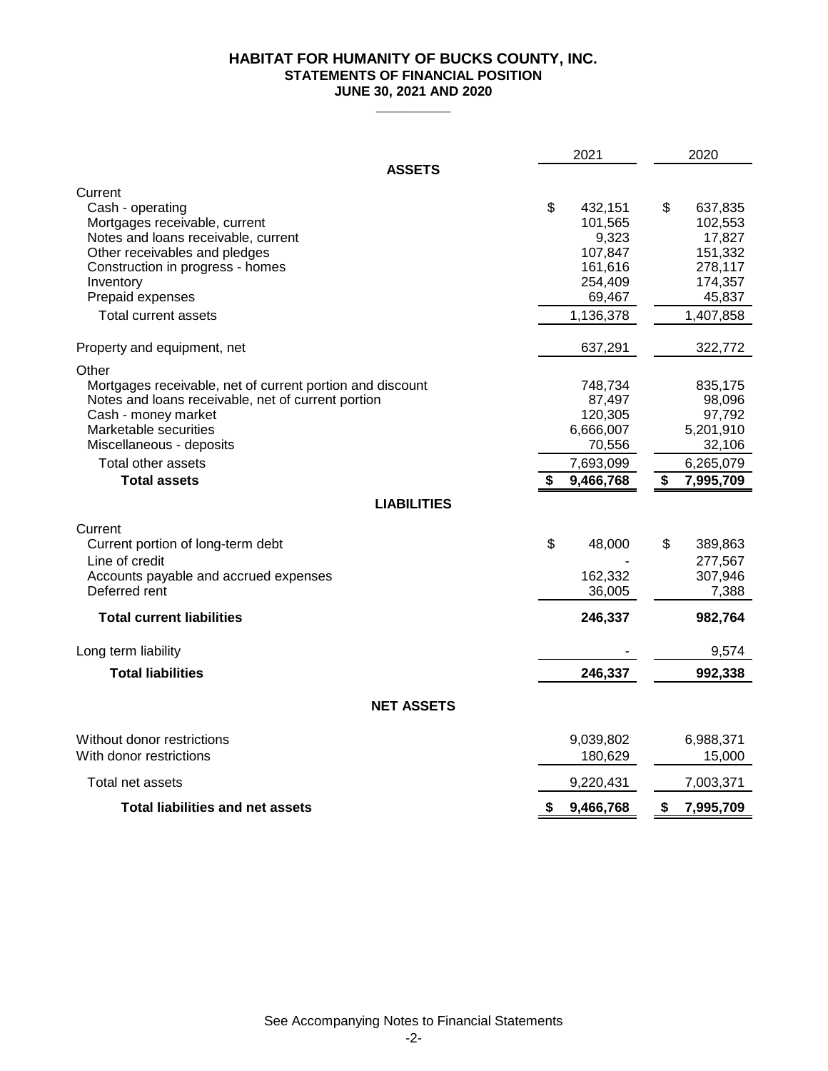# HABITAT FOR HUMANITY OF BUCKS COUNTY, INC.
## STATEMENTS OF FINANCIAL POSITION
### JUNE 30, 2021 AND 2020

| | 2021 | 2020 |
|---|---|---|
| **ASSETS** | | |
| Current | | |
| Cash - operating | $ 432,151 | $ 637,835 |
| Mortgages receivable, current | 101,565 | 102,553 |
| Notes and loans receivable, current | 9,323 | 17,827 |
| Other receivables and pledges | 107,847 | 151,332 |
| Construction in progress - homes | 161,616 | 278,117 |
| Inventory | 254,409 | 174,357 |
| Prepaid expenses | 69,467 | 45,837 |
| Total current assets | 1,136,378 | 1,407,858 |
| Property and equipment, net | 637,291 | 322,772 |
| Other | | |
| Mortgages receivable, net of current portion and discount | 748,734 | 835,175 |
| Notes and loans receivable, net of current portion | 87,497 | 98,096 |
| Cash - money market | 120,305 | 97,792 |
| Marketable securities | 6,666,007 | 5,201,910 |
| Miscellaneous - deposits | 70,556 | 32,106 |
| Total other assets | 7,693,099 | 6,265,079 |
| **Total assets** | **$ 9,466,768** | **$ 7,995,709** |
| **LIABILITIES** | | |
| Current | | |
| Current portion of long-term debt | $ 48,000 | $ 389,863 |
| Line of credit | - | 277,567 |
| Accounts payable and accrued expenses | 162,332 | 307,946 |
| Deferred rent | 36,005 | 7,388 |
| **Total current liabilities** | **246,337** | **982,764** |
| Long term liability | - | 9,574 |
| **Total liabilities** | **246,337** | **992,338** |
| **NET ASSETS** | | |
| Without donor restrictions | 9,039,802 | 6,988,371 |
| With donor restrictions | 180,629 | 15,000 |
| Total net assets | 9,220,431 | 7,003,371 |
| **Total liabilities and net assets** | **$ 9,466,768** | **$ 7,995,709** |

See Accompanying Notes to Financial Statements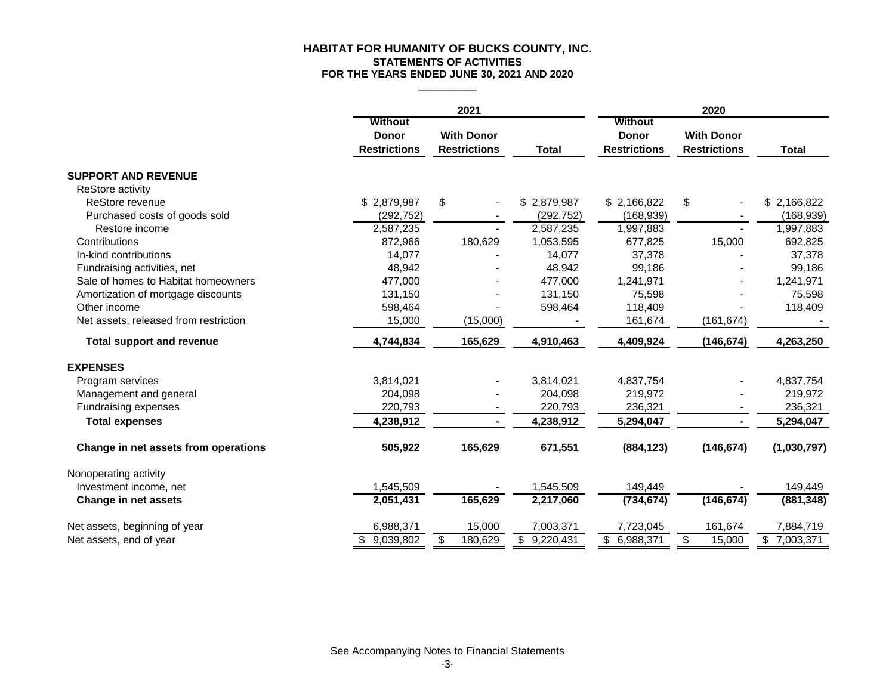# HABITAT FOR HUMANITY OF BUCKS COUNTY, INC.

## STATEMENTS OF ACTIVITIES

### FOR THE YEARS ENDED JUNE 30, 2021 AND 2020

| | 2021 | | | 2020 | | |
|---|---|---|---|---|---|---|
| | Without Donor Restrictions | With Donor Restrictions | Total | Without Donor Restrictions | With Donor Restrictions | Total |
| **SUPPORT AND REVENUE** | | | | | | |
| ReStore activity | | | | | | |
| ReStore revenue | $ 2,879,987 | $ - | $ 2,879,987 | $ 2,166,822 | $ - | $ 2,166,822 |
| Purchased costs of goods sold | (292,752) | - | (292,752) | (168,939) | - | (168,939) |
| Restore income | 2,587,235 | - | 2,587,235 | 1,997,883 | - | 1,997,883 |
| Contributions | 872,966 | 180,629 | 1,053,595 | 677,825 | 15,000 | 692,825 |
| In-kind contributions | 14,077 | - | 14,077 | 37,378 | - | 37,378 |
| Fundraising activities, net | 48,942 | - | 48,942 | 99,186 | - | 99,186 |
| Sale of homes to Habitat homeowners | 477,000 | - | 477,000 | 1,241,971 | - | 1,241,971 |
| Amortization of mortgage discounts | 131,150 | - | 131,150 | 75,598 | - | 75,598 |
| Other income | 598,464 | - | 598,464 | 118,409 | - | 118,409 |
| Net assets, released from restriction | 15,000 | (15,000) | - | 161,674 | (161,674) | - |
| **Total support and revenue** | **4,744,834** | **165,629** | **4,910,463** | **4,409,924** | **(146,674)** | **4,263,250** |
| **EXPENSES** | | | | | | |
| Program services | 3,814,021 | - | 3,814,021 | 4,837,754 | - | 4,837,754 |
| Management and general | 204,098 | - | 204,098 | 219,972 | - | 219,972 |
| Fundraising expenses | 220,793 | - | 220,793 | 236,321 | - | 236,321 |
| **Total expenses** | **4,238,912** | **-** | **4,238,912** | **5,294,047** | **-** | **5,294,047** |
| **Change in net assets from operations** | **505,922** | **165,629** | **671,551** | **(884,123)** | **(146,674)** | **(1,030,797)** |
| Nonoperating activity | | | | | | |
| Investment income, net | 1,545,509 | - | 1,545,509 | 149,449 | - | 149,449 |
| **Change in net assets** | **2,051,431** | **165,629** | **2,217,060** | **(734,674)** | **(146,674)** | **(881,348)** |
| Net assets, beginning of year | 6,988,371 | 15,000 | 7,003,371 | 7,723,045 | 161,674 | 7,884,719 |
| Net assets, end of year | $ 9,039,802 | $ 180,629 | $ 9,220,431 | $ 6,988,371 | $ 15,000 | $ 7,003,371 |

See Accompanying Notes to Financial Statements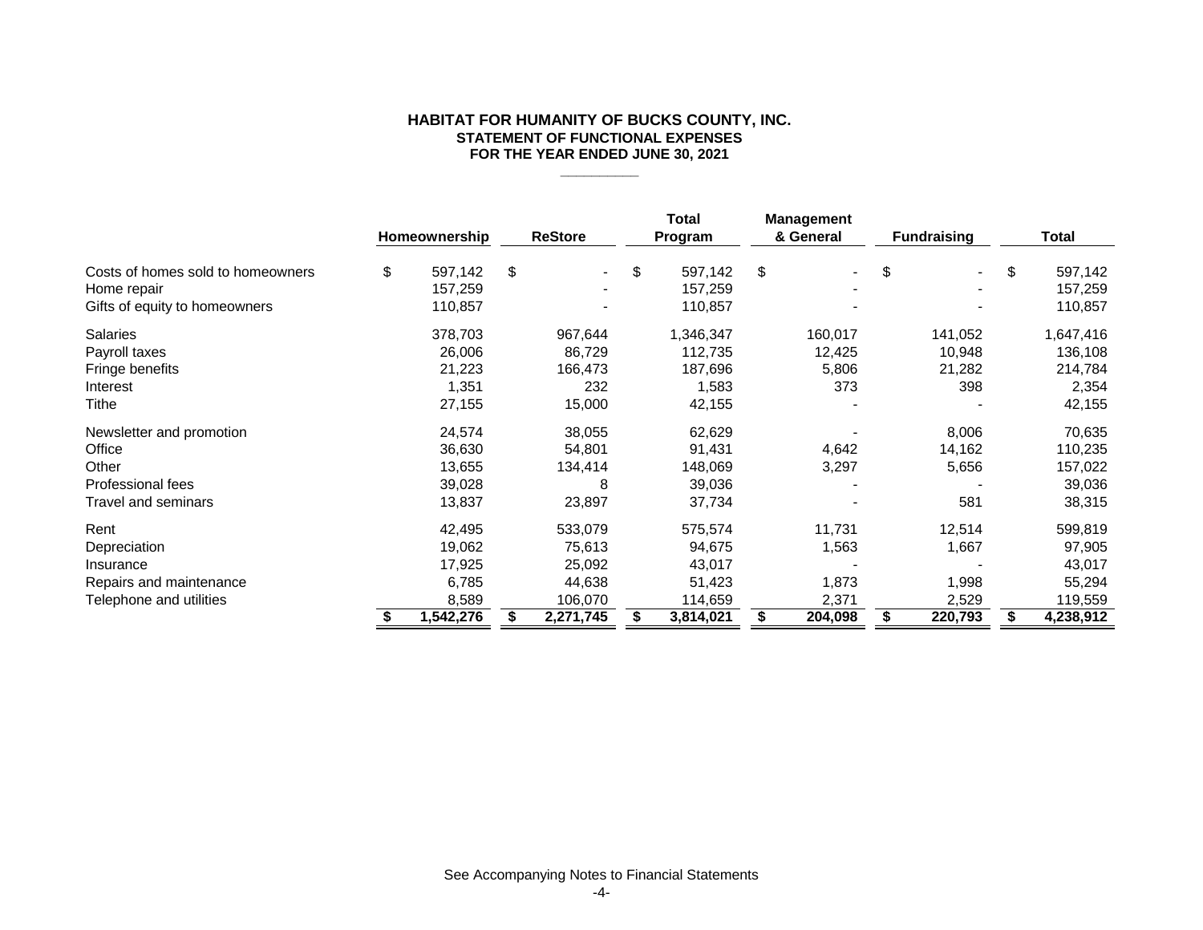# HABITAT FOR HUMANITY OF BUCKS COUNTY, INC.
## STATEMENT OF FUNCTIONAL EXPENSES
## FOR THE YEAR ENDED JUNE 30, 2021

| | Homeownership | ReStore | Total Program | Management & General | Fundraising | Total |
|---|---|---|---|---|---|---|
| Costs of homes sold to homeowners | $ 597,142 | $ - | $ 597,142 | $ - | $ - | $ 597,142 |
| Home repair | 157,259 | - | 157,259 | - | - | 157,259 |
| Gifts of equity to homeowners | 110,857 | - | 110,857 | - | - | 110,857 |
| Salaries | 378,703 | 967,644 | 1,346,347 | 160,017 | 141,052 | 1,647,416 |
| Payroll taxes | 26,006 | 86,729 | 112,735 | 12,425 | 10,948 | 136,108 |
| Fringe benefits | 21,223 | 166,473 | 187,696 | 5,806 | 21,282 | 214,784 |
| Interest | 1,351 | 232 | 1,583 | 373 | 398 | 2,354 |
| Tithe | 27,155 | 15,000 | 42,155 | - | - | 42,155 |
| Newsletter and promotion | 24,574 | 38,055 | 62,629 | - | 8,006 | 70,635 |
| Office | 36,630 | 54,801 | 91,431 | 4,642 | 14,162 | 110,235 |
| Other | 13,655 | 134,414 | 148,069 | 3,297 | 5,656 | 157,022 |
| Professional fees | 39,028 | 8 | 39,036 | - | - | 39,036 |
| Travel and seminars | 13,837 | 23,897 | 37,734 | - | 581 | 38,315 |
| Rent | 42,495 | 533,079 | 575,574 | 11,731 | 12,514 | 599,819 |
| Depreciation | 19,062 | 75,613 | 94,675 | 1,563 | 1,667 | 97,905 |
| Insurance | 17,925 | 25,092 | 43,017 | - | - | 43,017 |
| Repairs and maintenance | 6,785 | 44,638 | 51,423 | 1,873 | 1,998 | 55,294 |
| Telephone and utilities | 8,589 | 106,070 | 114,659 | 2,371 | 2,529 | 119,559 |
| | **$ 1,542,276** | **$ 2,271,745** | **$ 3,814,021** | **$ 204,098** | **$ 220,793** | **$ 4,238,912** |

See Accompanying Notes to Financial Statements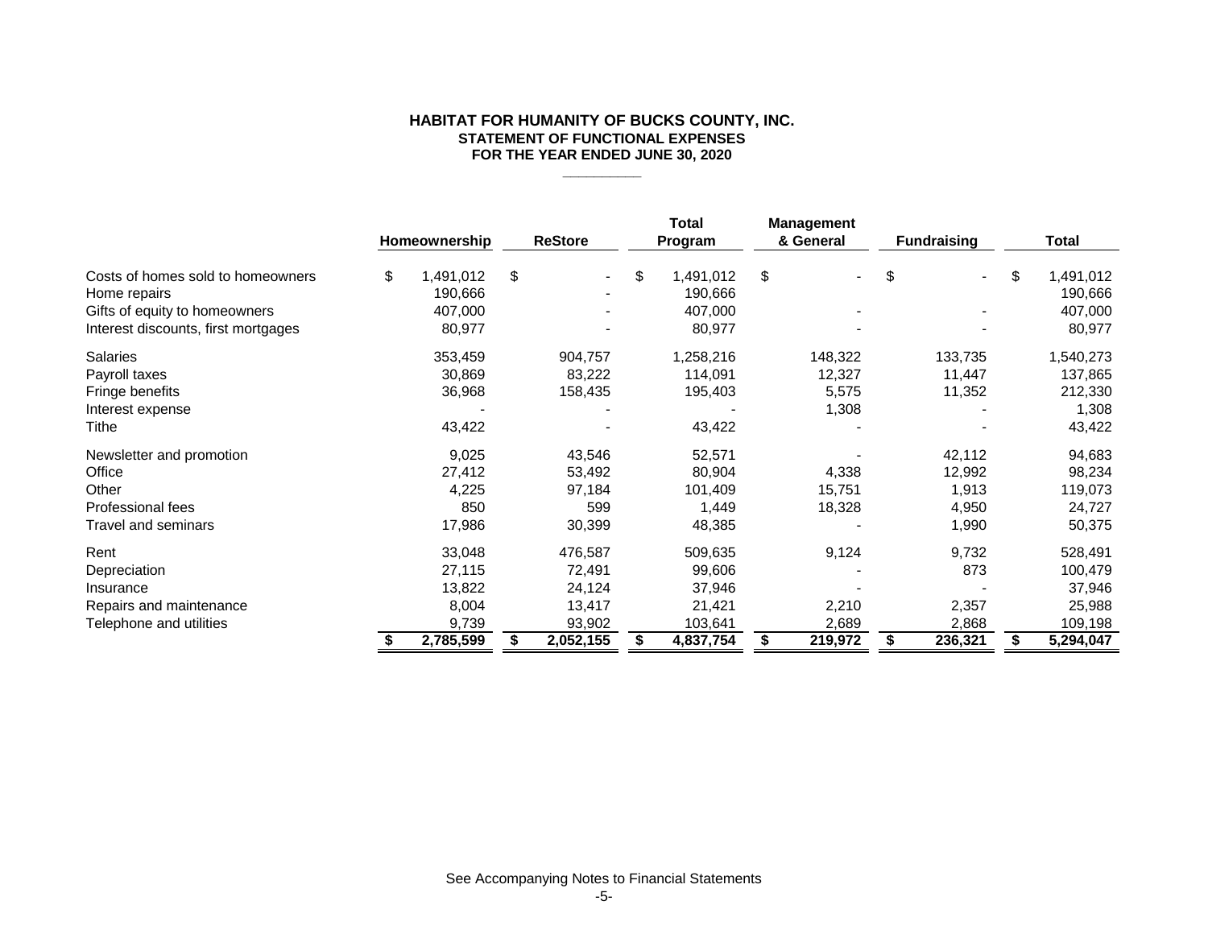# HABITAT FOR HUMANITY OF BUCKS COUNTY, INC.
## STATEMENT OF FUNCTIONAL EXPENSES
### FOR THE YEAR ENDED JUNE 30, 2020

| | Homeownership | ReStore | Total Program | Management & General | Fundraising | Total |
|---|---|---|---|---|---|---|
| Costs of homes sold to homeowners | $ 1,491,012 | $ - | $ 1,491,012 | $ - | $ - | $ 1,491,012 |
| Home repairs | 190,666 | - | 190,666 | | | 190,666 |
| Gifts of equity to homeowners | 407,000 | - | 407,000 | - | - | 407,000 |
| Interest discounts, first mortgages | 80,977 | - | 80,977 | - | - | 80,977 |
| Salaries | 353,459 | 904,757 | 1,258,216 | 148,322 | 133,735 | 1,540,273 |
| Payroll taxes | 30,869 | 83,222 | 114,091 | 12,327 | 11,447 | 137,865 |
| Fringe benefits | 36,968 | 158,435 | 195,403 | 5,575 | 11,352 | 212,330 |
| Interest expense | - | - | - | 1,308 | - | 1,308 |
| Tithe | 43,422 | - | 43,422 | - | - | 43,422 |
| Newsletter and promotion | 9,025 | 43,546 | 52,571 | - | 42,112 | 94,683 |
| Office | 27,412 | 53,492 | 80,904 | 4,338 | 12,992 | 98,234 |
| Other | 4,225 | 97,184 | 101,409 | 15,751 | 1,913 | 119,073 |
| Professional fees | 850 | 599 | 1,449 | 18,328 | 4,950 | 24,727 |
| Travel and seminars | 17,986 | 30,399 | 48,385 | - | 1,990 | 50,375 |
| Rent | 33,048 | 476,587 | 509,635 | 9,124 | 9,732 | 528,491 |
| Depreciation | 27,115 | 72,491 | 99,606 | - | 873 | 100,479 |
| Insurance | 13,822 | 24,124 | 37,946 | - | - | 37,946 |
| Repairs and maintenance | 8,004 | 13,417 | 21,421 | 2,210 | 2,357 | 25,988 |
| Telephone and utilities | 9,739 | 93,902 | 103,641 | 2,689 | 2,868 | 109,198 |
| | **$ 2,785,599** | **$ 2,052,155** | **$ 4,837,754** | **$ 219,972** | **$ 236,321** | **$ 5,294,047** |

See Accompanying Notes to Financial Statements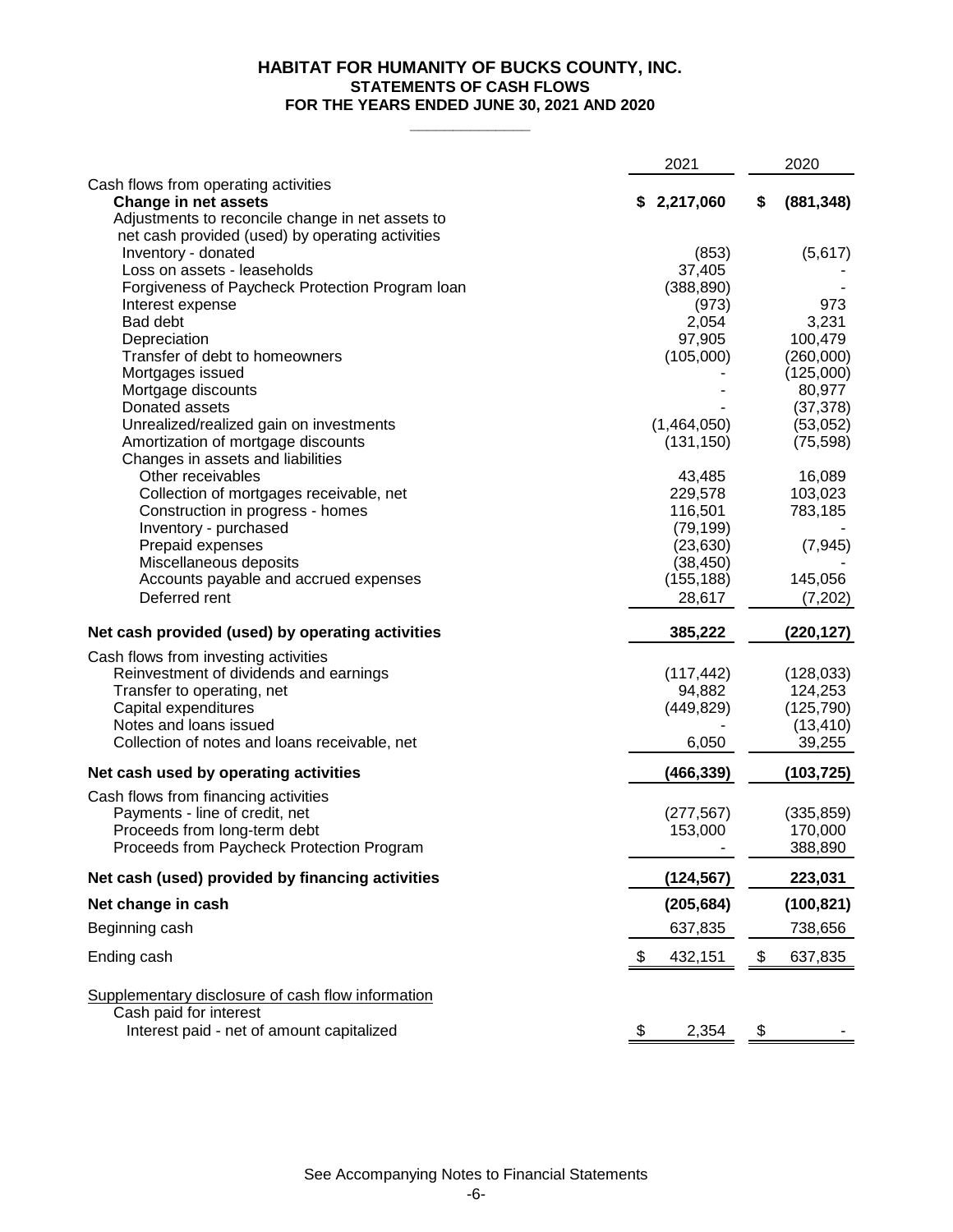# HABITAT FOR HUMANITY OF BUCKS COUNTY, INC.
## STATEMENTS OF CASH FLOWS
### FOR THE YEARS ENDED JUNE 30, 2021 AND 2020

| | 2021 | 2020 |
|---|---|---|
| Cash flows from operating activities | | |
| **Change in net assets** | **$ 2,217,060** | **$ (881,348)** |
| Adjustments to reconcile change in net assets to net cash provided (used) by operating activities | | |
| Inventory - donated | (853) | (5,617) |
| Loss on assets - leaseholds | 37,405 | - |
| Forgiveness of Paycheck Protection Program loan | (388,890) | - |
| Interest expense | (973) | 973 |
| Bad debt | 2,054 | 3,231 |
| Depreciation | 97,905 | 100,479 |
| Transfer of debt to homeowners | (105,000) | (260,000) |
| Mortgages issued | - | (125,000) |
| Mortgage discounts | - | 80,977 |
| Donated assets | - | (37,378) |
| Unrealized/realized gain on investments | (1,464,050) | (53,052) |
| Amortization of mortgage discounts | (131,150) | (75,598) |
| Changes in assets and liabilities | | |
| Other receivables | 43,485 | 16,089 |
| Collection of mortgages receivable, net | 229,578 | 103,023 |
| Construction in progress - homes | 116,501 | 783,185 |
| Inventory - purchased | (79,199) | - |
| Prepaid expenses | (23,630) | (7,945) |
| Miscellaneous deposits | (38,450) | - |
| Accounts payable and accrued expenses | (155,188) | 145,056 |
| Deferred rent | 28,617 | (7,202) |
| **Net cash provided (used) by operating activities** | **385,222** | **(220,127)** |
| Cash flows from investing activities | | |
| Reinvestment of dividends and earnings | (117,442) | (128,033) |
| Transfer to operating, net | 94,882 | 124,253 |
| Capital expenditures | (449,829) | (125,790) |
| Notes and loans issued | - | (13,410) |
| Collection of notes and loans receivable, net | 6,050 | 39,255 |
| **Net cash used by operating activities** | **(466,339)** | **(103,725)** |
| Cash flows from financing activities | | |
| Payments - line of credit, net | (277,567) | (335,859) |
| Proceeds from long-term debt | 153,000 | 170,000 |
| Proceeds from Paycheck Protection Program | - | 388,890 |
| **Net cash (used) provided by financing activities** | **(124,567)** | **223,031** |
| **Net change in cash** | **(205,684)** | **(100,821)** |
| Beginning cash | 637,835 | 738,656 |
| Ending cash | $ 432,151 | $ 637,835 |
| Supplementary disclosure of cash flow information | | |
| Cash paid for interest | | |
| Interest paid - net of amount capitalized | $ 2,354 | $ - |

See Accompanying Notes to Financial Statements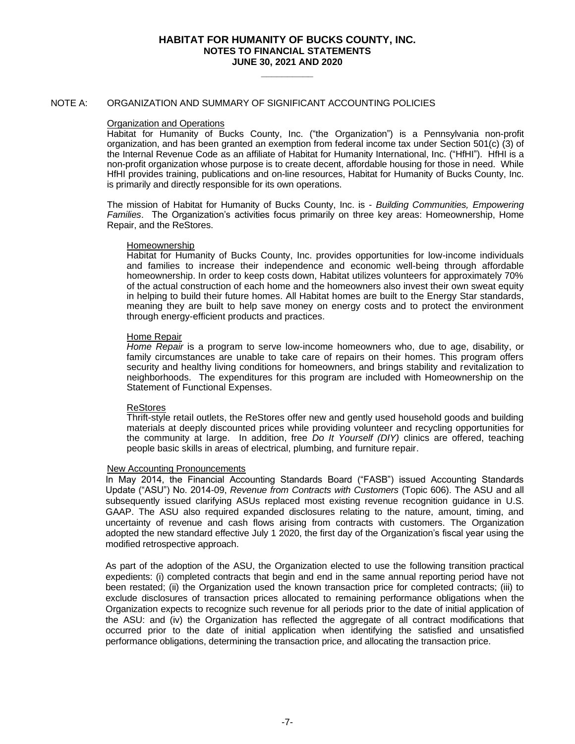# HABITAT FOR HUMANITY OF BUCKS COUNTY, INC.
## NOTES TO FINANCIAL STATEMENTS
## JUNE 30, 2021 AND 2020

NOTE A: ORGANIZATION AND SUMMARY OF SIGNIFICANT ACCOUNTING POLICIES

Organization and Operations

Habitat for Humanity of Bucks County, Inc. ("the Organization") is a Pennsylvania non-profit organization, and has been granted an exemption from federal income tax under Section 501(c) (3) of the Internal Revenue Code as an affiliate of Habitat for Humanity International, Inc. ("HfHI"). HfHI is a non-profit organization whose purpose is to create decent, affordable housing for those in need. While HfHI provides training, publications and on-line resources, Habitat for Humanity of Bucks County, Inc. is primarily and directly responsible for its own operations.

The mission of Habitat for Humanity of Bucks County, Inc. is - *Building Communities, Empowering Families*. The Organization's activities focus primarily on three key areas: Homeownership, Home Repair, and the ReStores.

Homeownership

Habitat for Humanity of Bucks County, Inc. provides opportunities for low-income individuals and families to increase their independence and economic well-being through affordable homeownership. In order to keep costs down, Habitat utilizes volunteers for approximately 70% of the actual construction of each home and the homeowners also invest their own sweat equity in helping to build their future homes. All Habitat homes are built to the Energy Star standards, meaning they are built to help save money on energy costs and to protect the environment through energy-efficient products and practices.

Home Repair

*Home Repair* is a program to serve low-income homeowners who, due to age, disability, or family circumstances are unable to take care of repairs on their homes. This program offers security and healthy living conditions for homeowners, and brings stability and revitalization to neighborhoods. The expenditures for this program are included with Homeownership on the Statement of Functional Expenses.

ReStores

Thrift-style retail outlets, the ReStores offer new and gently used household goods and building materials at deeply discounted prices while providing volunteer and recycling opportunities for the community at large. In addition, free *Do It Yourself (DIY)* clinics are offered, teaching people basic skills in areas of electrical, plumbing, and furniture repair.

New Accounting Pronouncements

In May 2014, the Financial Accounting Standards Board ("FASB") issued Accounting Standards Update ("ASU") No. 2014-09, *Revenue from Contracts with Customers* (Topic 606). The ASU and all subsequently issued clarifying ASUs replaced most existing revenue recognition guidance in U.S. GAAP. The ASU also required expanded disclosures relating to the nature, amount, timing, and uncertainty of revenue and cash flows arising from contracts with customers. The Organization adopted the new standard effective July 1 2020, the first day of the Organization's fiscal year using the modified retrospective approach.

As part of the adoption of the ASU, the Organization elected to use the following transition practical expedients: (i) completed contracts that begin and end in the same annual reporting period have not been restated; (ii) the Organization used the known transaction price for completed contracts; (iii) to exclude disclosures of transaction prices allocated to remaining performance obligations when the Organization expects to recognize such revenue for all periods prior to the date of initial application of the ASU: and (iv) the Organization has reflected the aggregate of all contract modifications that occurred prior to the date of initial application when identifying the satisfied and unsatisfied performance obligations, determining the transaction price, and allocating the transaction price.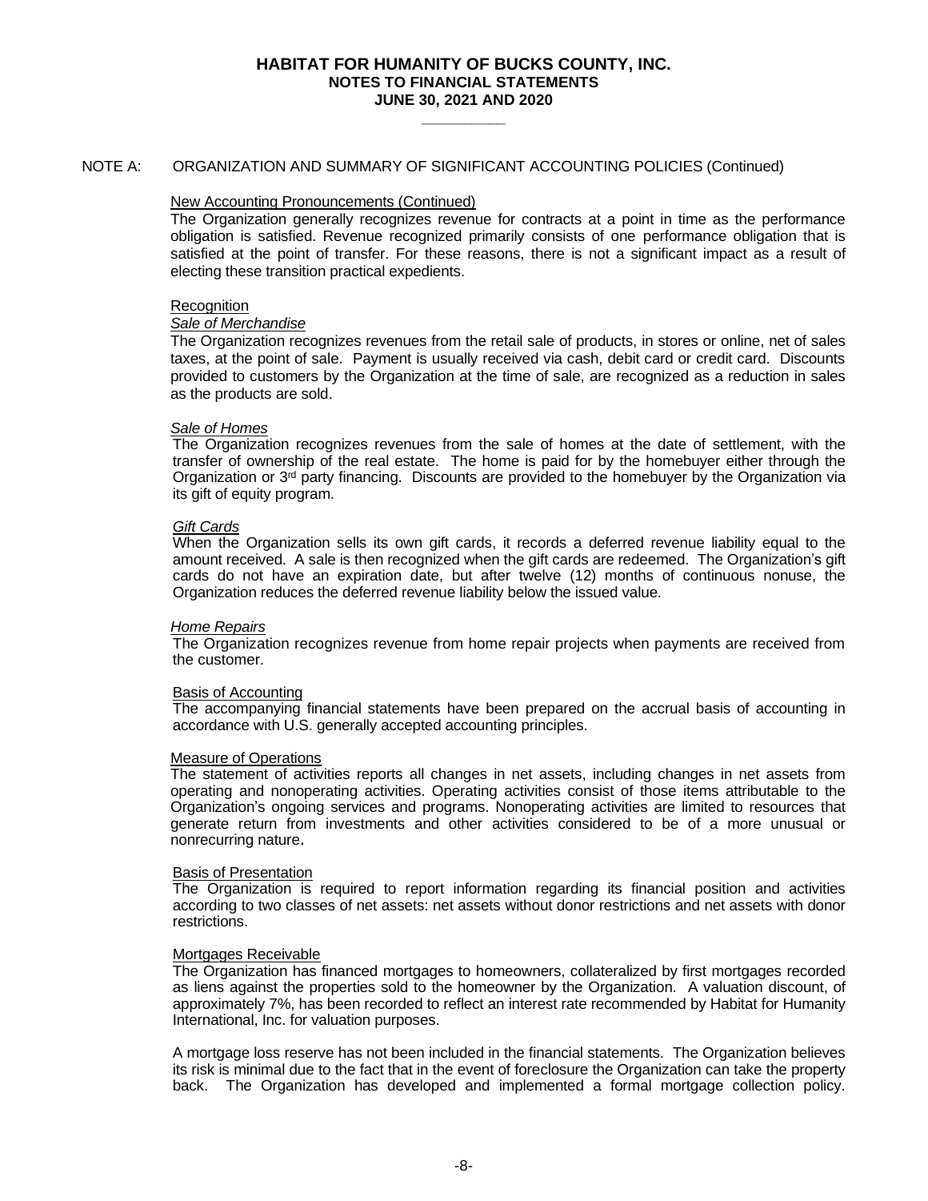# HABITAT FOR HUMANITY OF BUCKS COUNTY, INC.
## NOTES TO FINANCIAL STATEMENTS
## JUNE 30, 2021 AND 2020

NOTE A: ORGANIZATION AND SUMMARY OF SIGNIFICANT ACCOUNTING POLICIES (Continued)

New Accounting Pronouncements (Continued)

The Organization generally recognizes revenue for contracts at a point in time as the performance obligation is satisfied. Revenue recognized primarily consists of one performance obligation that is satisfied at the point of transfer. For these reasons, there is not a significant impact as a result of electing these transition practical expedients.

Recognition

*Sale of Merchandise*

The Organization recognizes revenues from the retail sale of products, in stores or online, net of sales taxes, at the point of sale. Payment is usually received via cash, debit card or credit card. Discounts provided to customers by the Organization at the time of sale, are recognized as a reduction in sales as the products are sold.

*Sale of Homes*

The Organization recognizes revenues from the sale of homes at the date of settlement, with the transfer of ownership of the real estate. The home is paid for by the homebuyer either through the Organization or 3rd party financing. Discounts are provided to the homebuyer by the Organization via its gift of equity program.

*Gift Cards*

When the Organization sells its own gift cards, it records a deferred revenue liability equal to the amount received. A sale is then recognized when the gift cards are redeemed. The Organization's gift cards do not have an expiration date, but after twelve (12) months of continuous nonuse, the Organization reduces the deferred revenue liability below the issued value.

*Home Repairs*

The Organization recognizes revenue from home repair projects when payments are received from the customer.

Basis of Accounting

The accompanying financial statements have been prepared on the accrual basis of accounting in accordance with U.S. generally accepted accounting principles.

Measure of Operations

The statement of activities reports all changes in net assets, including changes in net assets from operating and nonoperating activities. Operating activities consist of those items attributable to the Organization's ongoing services and programs. Nonoperating activities are limited to resources that generate return from investments and other activities considered to be of a more unusual or nonrecurring nature.

Basis of Presentation

The Organization is required to report information regarding its financial position and activities according to two classes of net assets: net assets without donor restrictions and net assets with donor restrictions.

Mortgages Receivable

The Organization has financed mortgages to homeowners, collateralized by first mortgages recorded as liens against the properties sold to the homeowner by the Organization. A valuation discount, of approximately 7%, has been recorded to reflect an interest rate recommended by Habitat for Humanity International, Inc. for valuation purposes.

A mortgage loss reserve has not been included in the financial statements. The Organization believes its risk is minimal due to the fact that in the event of foreclosure the Organization can take the property back. The Organization has developed and implemented a formal mortgage collection policy.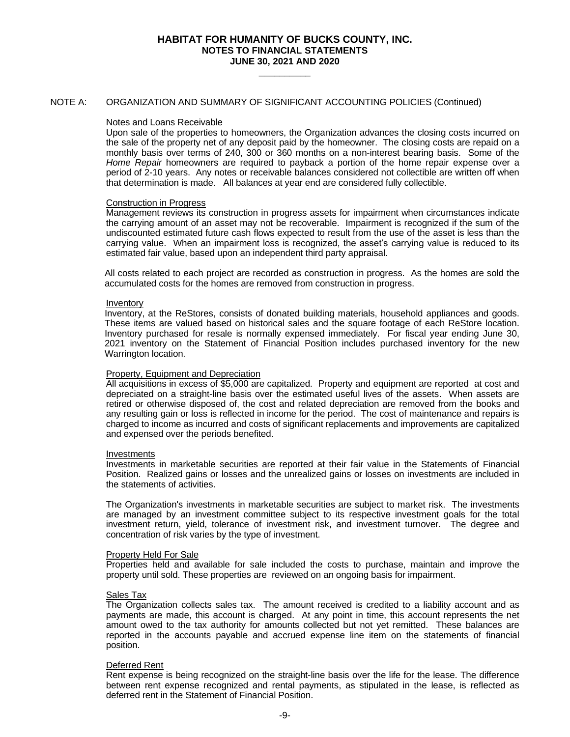**HABITAT FOR HUMANITY OF BUCKS COUNTY, INC.**
**NOTES TO FINANCIAL STATEMENTS**
**JUNE 30, 2021 AND 2020**

NOTE A: ORGANIZATION AND SUMMARY OF SIGNIFICANT ACCOUNTING POLICIES (Continued)

Notes and Loans Receivable

Upon sale of the properties to homeowners, the Organization advances the closing costs incurred on the sale of the property net of any deposit paid by the homeowner. The closing costs are repaid on a monthly basis over terms of 240, 300 or 360 months on a non-interest bearing basis. Some of the *Home Repair* homeowners are required to payback a portion of the home repair expense over a period of 2-10 years. Any notes or receivable balances considered not collectible are written off when that determination is made. All balances at year end are considered fully collectible.

Construction in Progress

Management reviews its construction in progress assets for impairment when circumstances indicate the carrying amount of an asset may not be recoverable. Impairment is recognized if the sum of the undiscounted estimated future cash flows expected to result from the use of the asset is less than the carrying value. When an impairment loss is recognized, the asset's carrying value is reduced to its estimated fair value, based upon an independent third party appraisal.

All costs related to each project are recorded as construction in progress. As the homes are sold the accumulated costs for the homes are removed from construction in progress.

Inventory

Inventory, at the ReStores, consists of donated building materials, household appliances and goods. These items are valued based on historical sales and the square footage of each ReStore location. Inventory purchased for resale is normally expensed immediately. For fiscal year ending June 30, 2021 inventory on the Statement of Financial Position includes purchased inventory for the new Warrington location.

Property, Equipment and Depreciation

All acquisitions in excess of $5,000 are capitalized. Property and equipment are reported at cost and depreciated on a straight-line basis over the estimated useful lives of the assets. When assets are retired or otherwise disposed of, the cost and related depreciation are removed from the books and any resulting gain or loss is reflected in income for the period. The cost of maintenance and repairs is charged to income as incurred and costs of significant replacements and improvements are capitalized and expensed over the periods benefited.

Investments

Investments in marketable securities are reported at their fair value in the Statements of Financial Position. Realized gains or losses and the unrealized gains or losses on investments are included in the statements of activities.

The Organization's investments in marketable securities are subject to market risk. The investments are managed by an investment committee subject to its respective investment goals for the total investment return, yield, tolerance of investment risk, and investment turnover. The degree and concentration of risk varies by the type of investment.

Property Held For Sale

Properties held and available for sale included the costs to purchase, maintain and improve the property until sold. These properties are reviewed on an ongoing basis for impairment.

Sales Tax

The Organization collects sales tax. The amount received is credited to a liability account and as payments are made, this account is charged. At any point in time, this account represents the net amount owed to the tax authority for amounts collected but not yet remitted. These balances are reported in the accounts payable and accrued expense line item on the statements of financial position.

Deferred Rent

Rent expense is being recognized on the straight-line basis over the life for the lease. The difference between rent expense recognized and rental payments, as stipulated in the lease, is reflected as deferred rent in the Statement of Financial Position.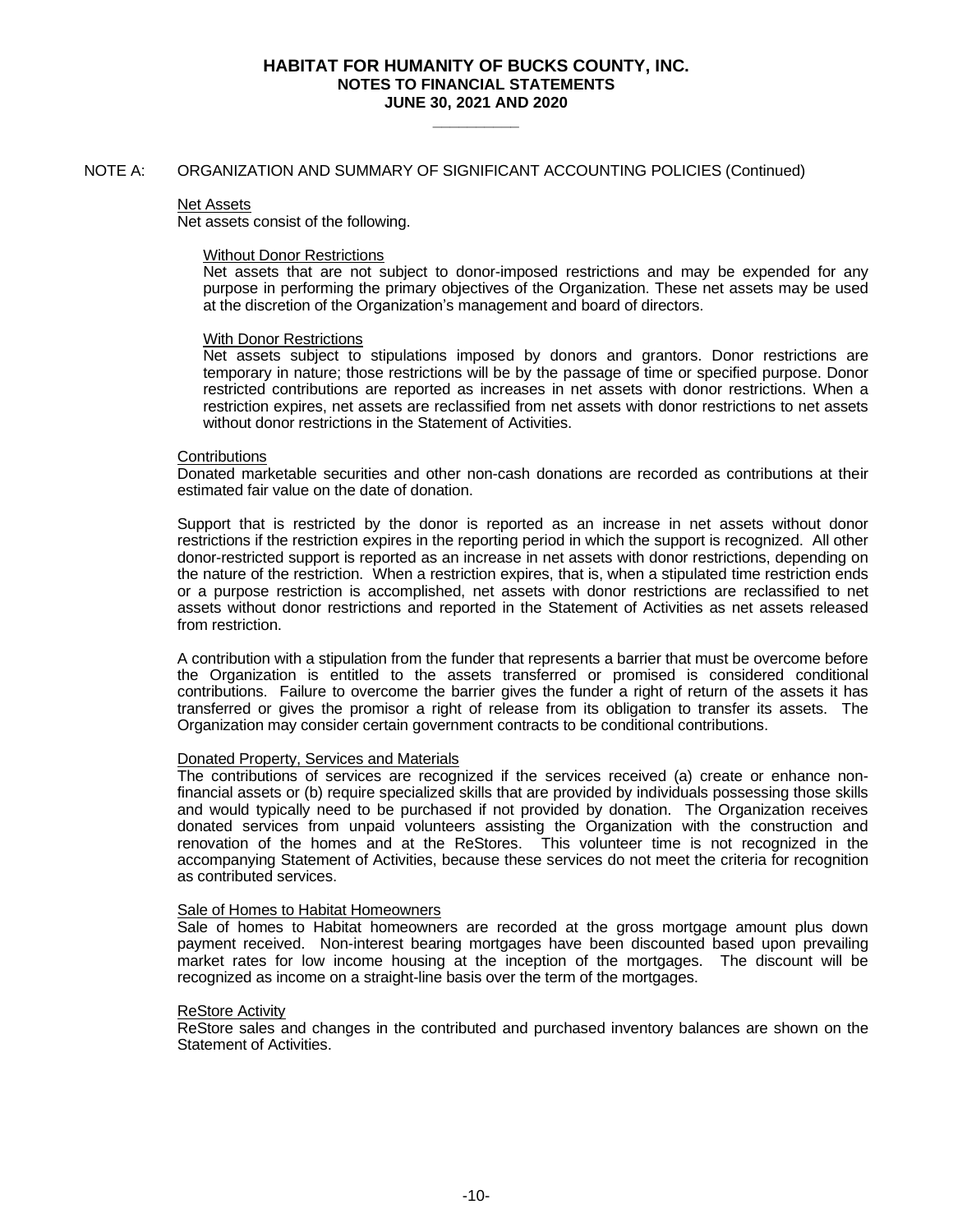## NOTE A: ORGANIZATION AND SUMMARY OF SIGNIFICANT ACCOUNTING POLICIES (Continued)

### Net Assets

Net assets consist of the following.

#### Without Donor Restrictions

Net assets that are not subject to donor-imposed restrictions and may be expended for any purpose in performing the primary objectives of the Organization. These net assets may be used at the discretion of the Organization's management and board of directors.

#### With Donor Restrictions

Net assets subject to stipulations imposed by donors and grantors. Donor restrictions are temporary in nature; those restrictions will be by the passage of time or specified purpose. Donor restricted contributions are reported as increases in net assets with donor restrictions. When a restriction expires, net assets are reclassified from net assets with donor restrictions to net assets without donor restrictions in the Statement of Activities.

### Contributions

Donated marketable securities and other non-cash donations are recorded as contributions at their estimated fair value on the date of donation.

Support that is restricted by the donor is reported as an increase in net assets without donor restrictions if the restriction expires in the reporting period in which the support is recognized. All other donor-restricted support is reported as an increase in net assets with donor restrictions, depending on the nature of the restriction. When a restriction expires, that is, when a stipulated time restriction ends or a purpose restriction is accomplished, net assets with donor restrictions are reclassified to net assets without donor restrictions and reported in the Statement of Activities as net assets released from restriction.

A contribution with a stipulation from the funder that represents a barrier that must be overcome before the Organization is entitled to the assets transferred or promised is considered conditional contributions. Failure to overcome the barrier gives the funder a right of return of the assets it has transferred or gives the promisor a right of release from its obligation to transfer its assets. The Organization may consider certain government contracts to be conditional contributions.

### Donated Property, Services and Materials

The contributions of services are recognized if the services received (a) create or enhance non-financial assets or (b) require specialized skills that are provided by individuals possessing those skills and would typically need to be purchased if not provided by donation. The Organization receives donated services from unpaid volunteers assisting the Organization with the construction and renovation of the homes and at the ReStores. This volunteer time is not recognized in the accompanying Statement of Activities, because these services do not meet the criteria for recognition as contributed services.

### Sale of Homes to Habitat Homeowners

Sale of homes to Habitat homeowners are recorded at the gross mortgage amount plus down payment received. Non-interest bearing mortgages have been discounted based upon prevailing market rates for low income housing at the inception of the mortgages. The discount will be recognized as income on a straight-line basis over the term of the mortgages.

### ReStore Activity

ReStore sales and changes in the contributed and purchased inventory balances are shown on the Statement of Activities.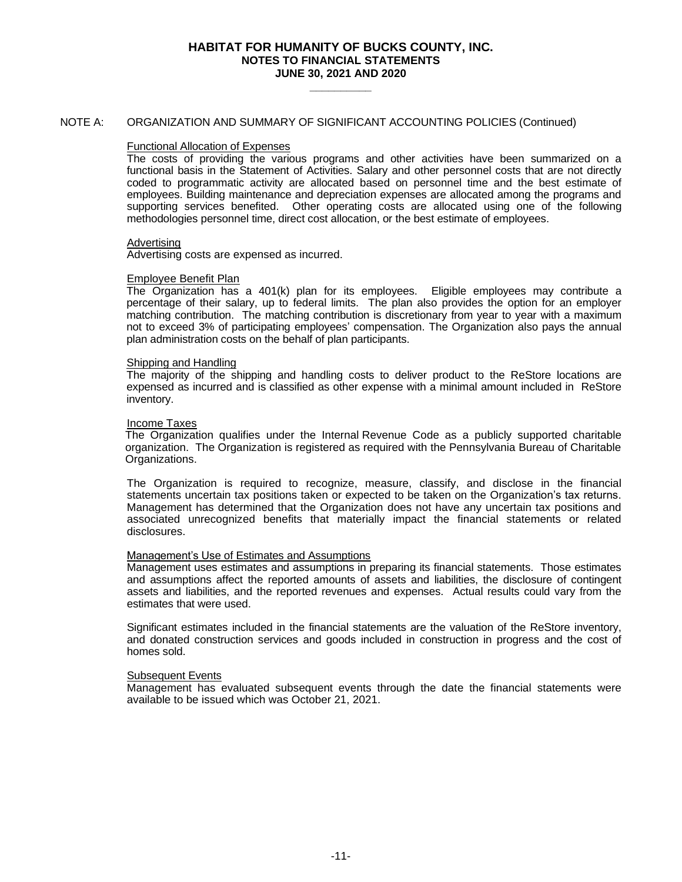# HABITAT FOR HUMANITY OF BUCKS COUNTY, INC.
## NOTES TO FINANCIAL STATEMENTS
## JUNE 30, 2021 AND 2020

NOTE A: ORGANIZATION AND SUMMARY OF SIGNIFICANT ACCOUNTING POLICIES (Continued)

Functional Allocation of Expenses

The costs of providing the various programs and other activities have been summarized on a functional basis in the Statement of Activities. Salary and other personnel costs that are not directly coded to programmatic activity are allocated based on personnel time and the best estimate of employees. Building maintenance and depreciation expenses are allocated among the programs and supporting services benefited. Other operating costs are allocated using one of the following methodologies personnel time, direct cost allocation, or the best estimate of employees.

Advertising

Advertising costs are expensed as incurred.

Employee Benefit Plan

The Organization has a 401(k) plan for its employees. Eligible employees may contribute a percentage of their salary, up to federal limits. The plan also provides the option for an employer matching contribution. The matching contribution is discretionary from year to year with a maximum not to exceed 3% of participating employees' compensation. The Organization also pays the annual plan administration costs on the behalf of plan participants.

Shipping and Handling

The majority of the shipping and handling costs to deliver product to the ReStore locations are expensed as incurred and is classified as other expense with a minimal amount included in ReStore inventory.

Income Taxes

The Organization qualifies under the Internal Revenue Code as a publicly supported charitable organization. The Organization is registered as required with the Pennsylvania Bureau of Charitable Organizations.

The Organization is required to recognize, measure, classify, and disclose in the financial statements uncertain tax positions taken or expected to be taken on the Organization's tax returns. Management has determined that the Organization does not have any uncertain tax positions and associated unrecognized benefits that materially impact the financial statements or related disclosures.

Management's Use of Estimates and Assumptions

Management uses estimates and assumptions in preparing its financial statements. Those estimates and assumptions affect the reported amounts of assets and liabilities, the disclosure of contingent assets and liabilities, and the reported revenues and expenses. Actual results could vary from the estimates that were used.

Significant estimates included in the financial statements are the valuation of the ReStore inventory, and donated construction services and goods included in construction in progress and the cost of homes sold.

Subsequent Events

Management has evaluated subsequent events through the date the financial statements were available to be issued which was October 21, 2021.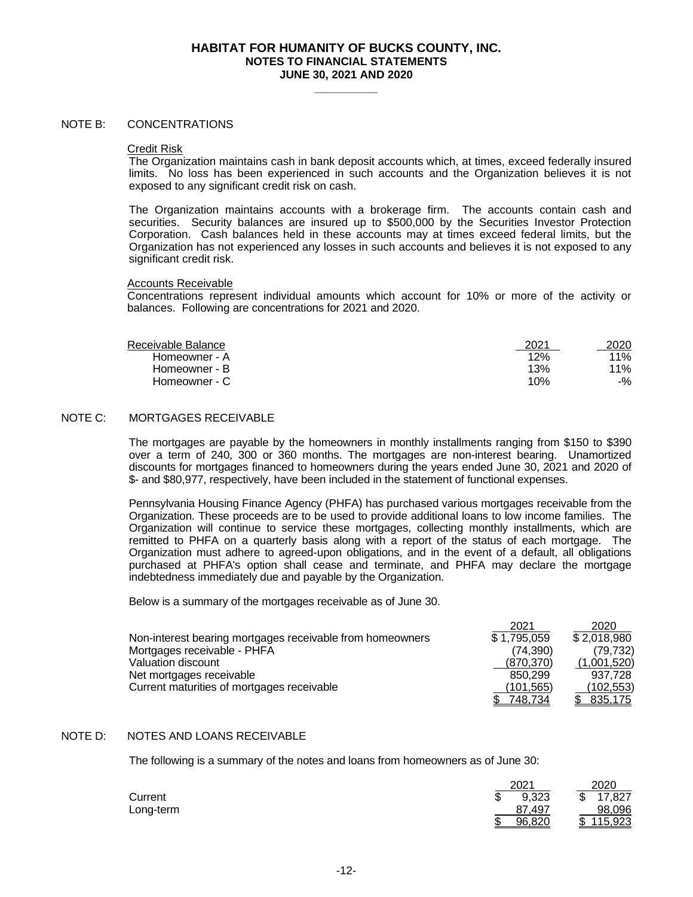# HABITAT FOR HUMANITY OF BUCKS COUNTY, INC.
## NOTES TO FINANCIAL STATEMENTS
### JUNE 30, 2021 AND 2020

NOTE B: CONCENTRATIONS

Credit Risk

The Organization maintains cash in bank deposit accounts which, at times, exceed federally insured limits. No loss has been experienced in such accounts and the Organization believes it is not exposed to any significant credit risk on cash.

The Organization maintains accounts with a brokerage firm. The accounts contain cash and securities. Security balances are insured up to $500,000 by the Securities Investor Protection Corporation. Cash balances held in these accounts may at times exceed federal limits, but the Organization has not experienced any losses in such accounts and believes it is not exposed to any significant credit risk.

Accounts Receivable

Concentrations represent individual amounts which account for 10% or more of the activity or balances. Following are concentrations for 2021 and 2020.

| Receivable Balance | 2021 | 2020 |
|---|---|---|
| Homeowner - A | 12% | 11% |
| Homeowner - B | 13% | 11% |
| Homeowner - C | 10% | -% |

NOTE C: MORTGAGES RECEIVABLE

The mortgages are payable by the homeowners in monthly installments ranging from $150 to $390 over a term of 240, 300 or 360 months. The mortgages are non-interest bearing. Unamortized discounts for mortgages financed to homeowners during the years ended June 30, 2021 and 2020 of $- and $80,977, respectively, have been included in the statement of functional expenses.

Pennsylvania Housing Finance Agency (PHFA) has purchased various mortgages receivable from the Organization. These proceeds are to be used to provide additional loans to low income families. The Organization will continue to service these mortgages, collecting monthly installments, which are remitted to PHFA on a quarterly basis along with a report of the status of each mortgage. The Organization must adhere to agreed-upon obligations, and in the event of a default, all obligations purchased at PHFA's option shall cease and terminate, and PHFA may declare the mortgage indebtedness immediately due and payable by the Organization.

Below is a summary of the mortgages receivable as of June 30.

| | 2021 | 2020 |
|---|---|---|
| Non-interest bearing mortgages receivable from homeowners | $ 1,795,059 | $ 2,018,980 |
| Mortgages receivable - PHFA | (74,390) | (79,732) |
| Valuation discount | (870,370) | (1,001,520) |
| Net mortgages receivable | 850,299 | 937,728 |
| Current maturities of mortgages receivable | (101,565) | (102,553) |
| | $ 748,734 | $ 835,175 |

NOTE D: NOTES AND LOANS RECEIVABLE

The following is a summary of the notes and loans from homeowners as of June 30:

| | 2021 | 2020 |
|---|---|---|
| Current | $ 9,323 | $ 17,827 |
| Long-term | 87,497 | 98,096 |
| | $ 96,820 | $ 115,923 |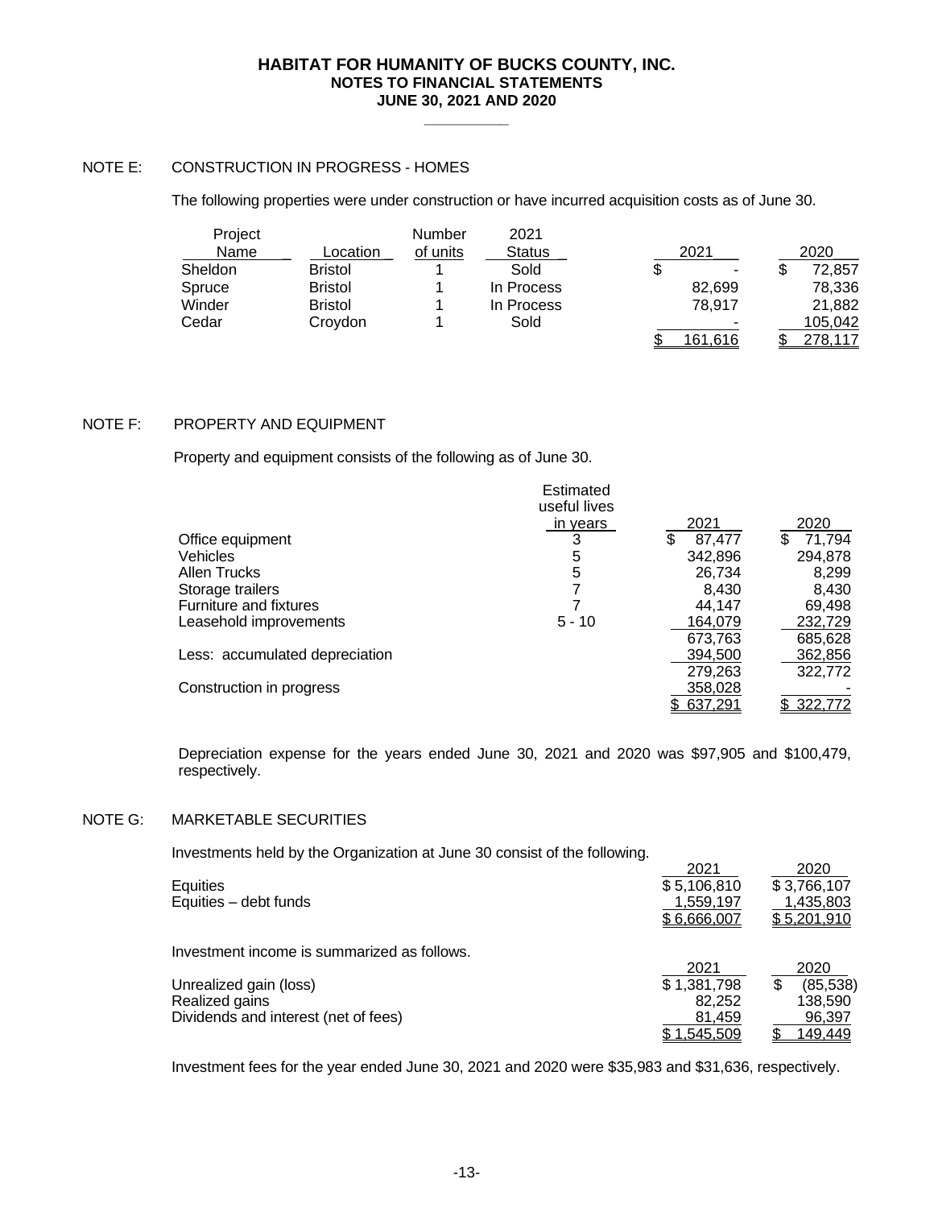# HABITAT FOR HUMANITY OF BUCKS COUNTY, INC.
## NOTES TO FINANCIAL STATEMENTS
## JUNE 30, 2021 AND 2020

### NOTE E: CONSTRUCTION IN PROGRESS - HOMES

The following properties were under construction or have incurred acquisition costs as of June 30.

| Project Name | Location | Number of units | 2021 Status | 2021 | 2020 |
|---|---|---|---|---|---|
| Sheldon | Bristol | 1 | Sold | $ - | $ 72,857 |
| Spruce | Bristol | 1 | In Process | 82,699 | 78,336 |
| Winder | Bristol | 1 | In Process | 78,917 | 21,882 |
| Cedar | Croydon | 1 | Sold | - | 105,042 |
| | | | | $ 161,616 | $ 278,117 |

### NOTE F: PROPERTY AND EQUIPMENT

Property and equipment consists of the following as of June 30.

| | Estimated useful lives in years | 2021 | 2020 |
|---|---|---|---|
| Office equipment | 3 | $ 87,477 | $ 71,794 |
| Vehicles | 5 | 342,896 | 294,878 |
| Allen Trucks | 5 | 26,734 | 8,299 |
| Storage trailers | 7 | 8,430 | 8,430 |
| Furniture and fixtures | 7 | 44,147 | 69,498 |
| Leasehold improvements | 5 - 10 | 164,079 | 232,729 |
| | | 673,763 | 685,628 |
| Less: accumulated depreciation | | 394,500 | 362,856 |
| | | 279,263 | 322,772 |
| Construction in progress | | 358,028 | - |
| | | $ 637,291 | $ 322,772 |

Depreciation expense for the years ended June 30, 2021 and 2020 was $97,905 and $100,479, respectively.

### NOTE G: MARKETABLE SECURITIES

Investments held by the Organization at June 30 consist of the following.

| | 2021 | 2020 |
|---|---|---|
| Equities | $ 5,106,810 | $ 3,766,107 |
| Equities – debt funds | 1,559,197 | 1,435,803 |
| | $ 6,666,007 | $ 5,201,910 |

Investment income is summarized as follows.

| | 2021 | 2020 |
|---|---|---|
| Unrealized gain (loss) | $ 1,381,798 | $ (85,538) |
| Realized gains | 82,252 | 138,590 |
| Dividends and interest (net of fees) | 81,459 | 96,397 |
| | $ 1,545,509 | $ 149,449 |

Investment fees for the year ended June 30, 2021 and 2020 were $35,983 and $31,636, respectively.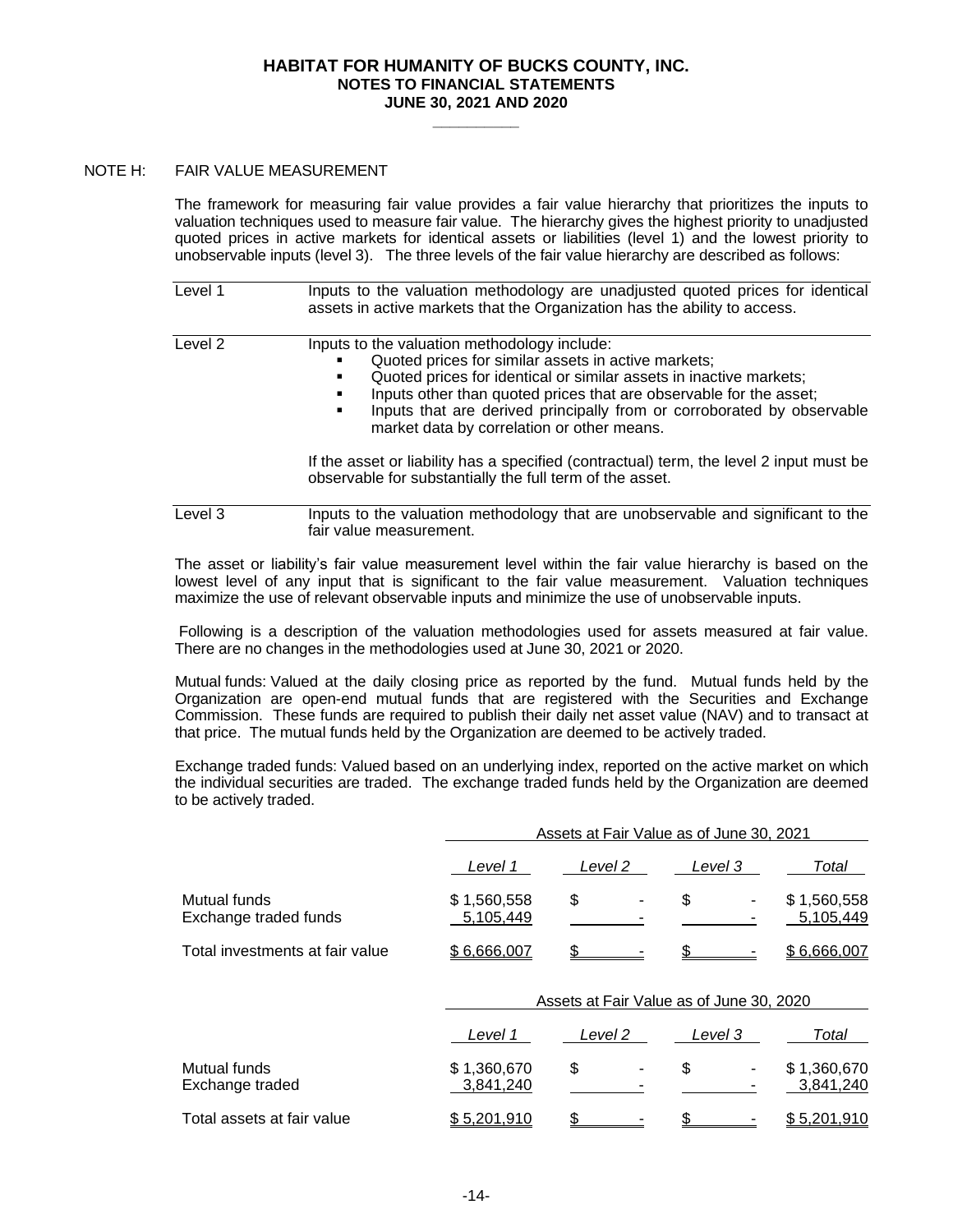## NOTE H: FAIR VALUE MEASUREMENT

The framework for measuring fair value provides a fair value hierarchy that prioritizes the inputs to valuation techniques used to measure fair value. The hierarchy gives the highest priority to unadjusted quoted prices in active markets for identical assets or liabilities (level 1) and the lowest priority to unobservable inputs (level 3). The three levels of the fair value hierarchy are described as follows:

| Level | Description |
|---|---|
| Level 1 | Inputs to the valuation methodology are unadjusted quoted prices for identical assets in active markets that the Organization has the ability to access. |
| Level 2 | Inputs to the valuation methodology include: ▪ Quoted prices for similar assets in active markets; ▪ Quoted prices for identical or similar assets in inactive markets; ▪ Inputs other than quoted prices that are observable for the asset; ▪ Inputs that are derived principally from or corroborated by observable market data by correlation or other means. If the asset or liability has a specified (contractual) term, the level 2 input must be observable for substantially the full term of the asset. |
| Level 3 | Inputs to the valuation methodology that are unobservable and significant to the fair value measurement. |

The asset or liability's fair value measurement level within the fair value hierarchy is based on the lowest level of any input that is significant to the fair value measurement. Valuation techniques maximize the use of relevant observable inputs and minimize the use of unobservable inputs.

Following is a description of the valuation methodologies used for assets measured at fair value. There are no changes in the methodologies used at June 30, 2021 or 2020.

Mutual funds: Valued at the daily closing price as reported by the fund. Mutual funds held by the Organization are open-end mutual funds that are registered with the Securities and Exchange Commission. These funds are required to publish their daily net asset value (NAV) and to transact at that price. The mutual funds held by the Organization are deemed to be actively traded.

Exchange traded funds: Valued based on an underlying index, reported on the active market on which the individual securities are traded. The exchange traded funds held by the Organization are deemed to be actively traded.

| | Assets at Fair Value as of June 30, 2021 | | | |
|---|---|---|---|---|
| | *Level 1* | *Level 2* | *Level 3* | *Total* |
| Mutual funds | $ 1,560,558 | $ - | $ - | $ 1,560,558 |
| Exchange traded funds | 5,105,449 | - | - | 5,105,449 |
| Total investments at fair value | $ 6,666,007 | $ - | $ - | $ 6,666,007 |

| | Assets at Fair Value as of June 30, 2020 | | | |
|---|---|---|---|---|
| | *Level 1* | *Level 2* | *Level 3* | *Total* |
| Mutual funds | $ 1,360,670 | $ - | $ - | $ 1,360,670 |
| Exchange traded | 3,841,240 | - | - | 3,841,240 |
| Total assets at fair value | $ 5,201,910 | $ - | $ - | $ 5,201,910 |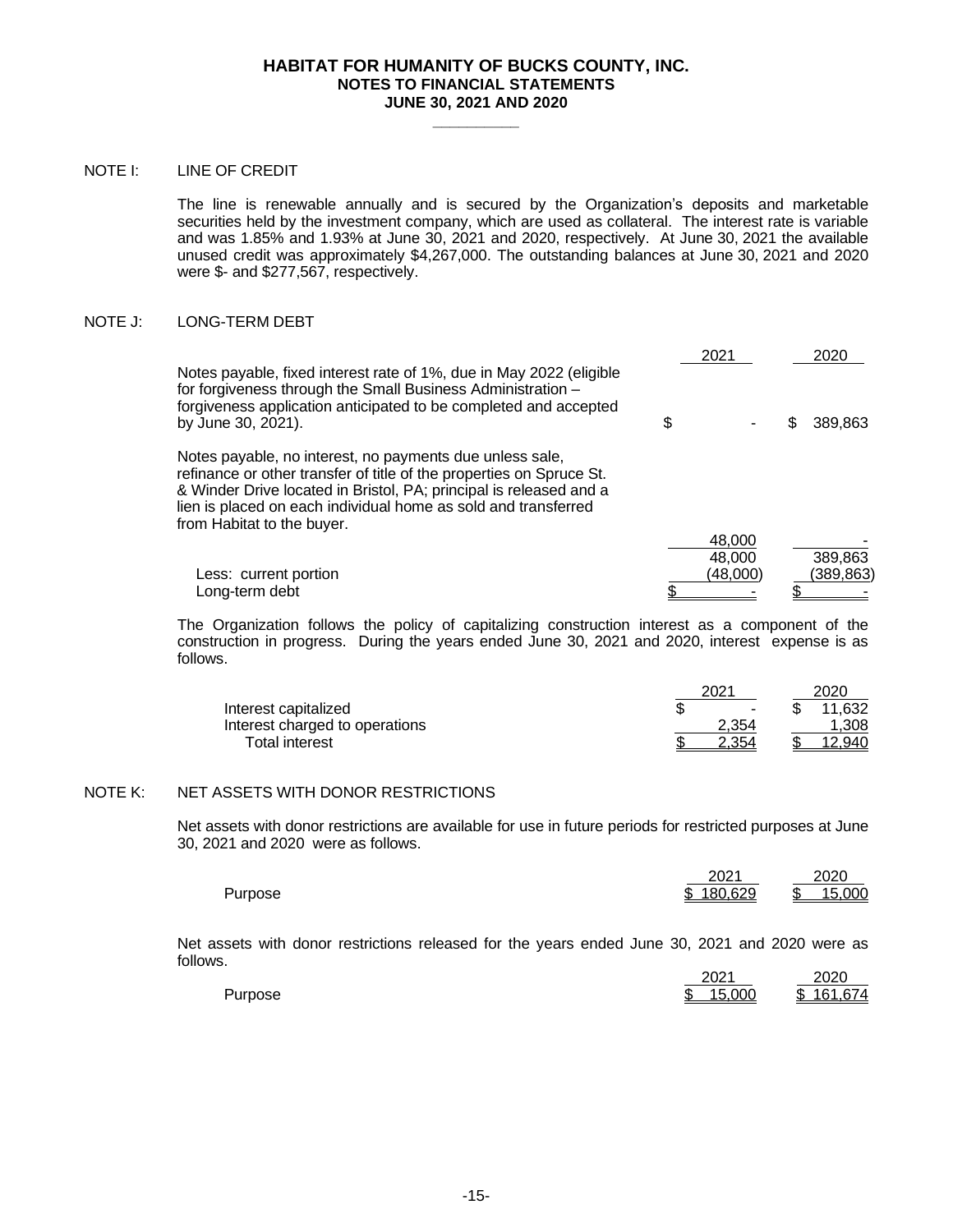# HABITAT FOR HUMANITY OF BUCKS COUNTY, INC.
## NOTES TO FINANCIAL STATEMENTS
### JUNE 30, 2021 AND 2020

NOTE I: LINE OF CREDIT

The line is renewable annually and is secured by the Organization's deposits and marketable securities held by the investment company, which are used as collateral. The interest rate is variable and was 1.85% and 1.93% at June 30, 2021 and 2020, respectively. At June 30, 2021 the available unused credit was approximately $4,267,000. The outstanding balances at June 30, 2021 and 2020 were $- and $277,567, respectively.

NOTE J: LONG-TERM DEBT

| | 2021 | 2020 |
|---|---|---|
| Notes payable, fixed interest rate of 1%, due in May 2022 (eligible for forgiveness through the Small Business Administration – forgiveness application anticipated to be completed and accepted by June 30, 2021). | $ - | $ 389,863 |
| Notes payable, no interest, no payments due unless sale, refinance or other transfer of title of the properties on Spruce St. & Winder Drive located in Bristol, PA; principal is released and a lien is placed on each individual home as sold and transferred from Habitat to the buyer. | 48,000 | - |
| | 48,000 | 389,863 |
| Less: current portion | (48,000) | (389,863) |
| Long-term debt | $ - | $ - |

The Organization follows the policy of capitalizing construction interest as a component of the construction in progress. During the years ended June 30, 2021 and 2020, interest expense is as follows.

| | 2021 | 2020 |
|---|---|---|
| Interest capitalized | $ - | $ 11,632 |
| Interest charged to operations | 2,354 | 1,308 |
| Total interest | $ 2,354 | $ 12,940 |

NOTE K: NET ASSETS WITH DONOR RESTRICTIONS

Net assets with donor restrictions are available for use in future periods for restricted purposes at June 30, 2021 and 2020 were as follows.

| | 2021 | 2020 |
|---|---|---|
| Purpose | $ 180,629 | $ 15,000 |

Net assets with donor restrictions released for the years ended June 30, 2021 and 2020 were as follows.

| | 2021 | 2020 |
|---|---|---|
| Purpose | $ 15,000 | $ 161,674 |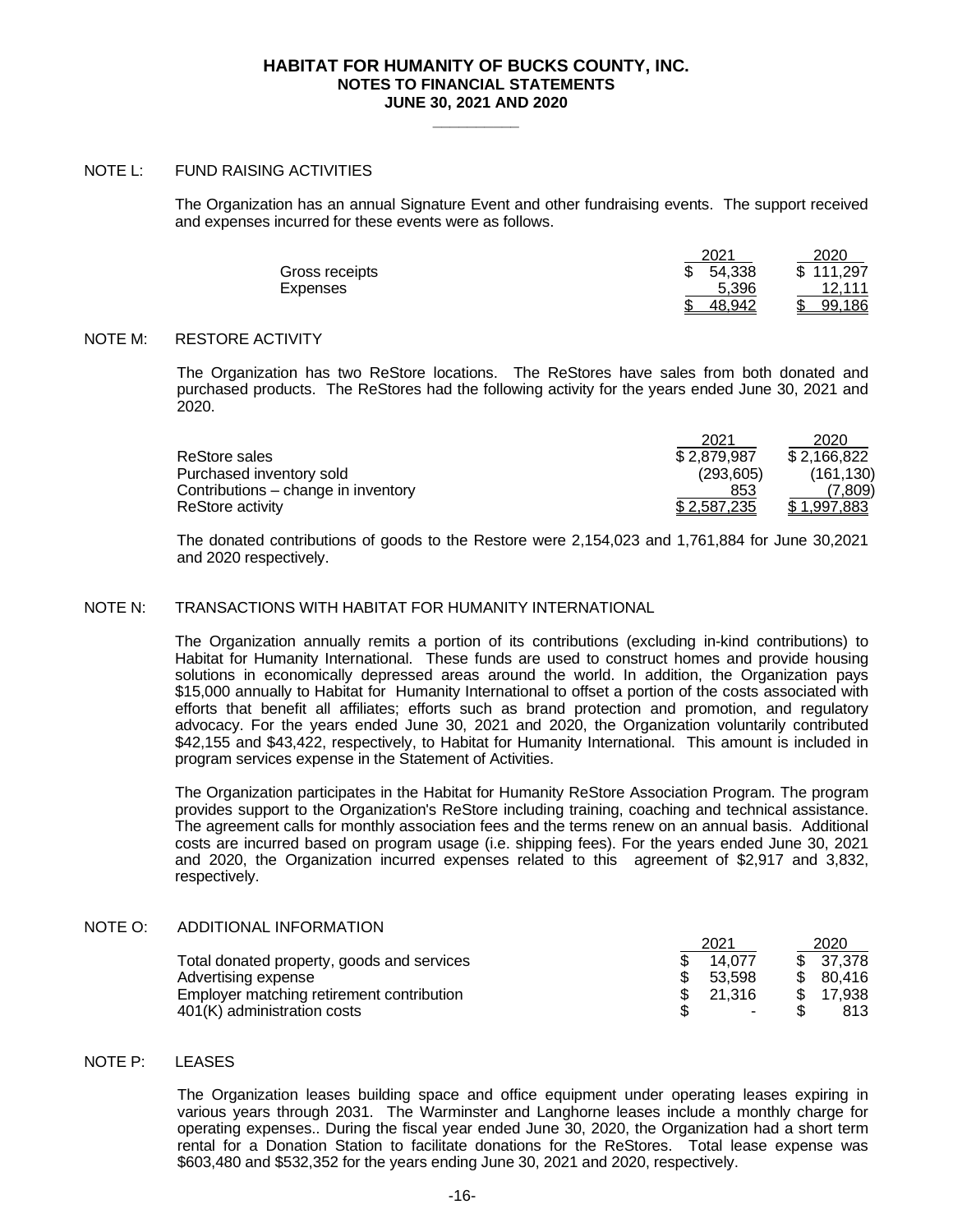# HABITAT FOR HUMANITY OF BUCKS COUNTY, INC.
## NOTES TO FINANCIAL STATEMENTS
## JUNE 30, 2021 AND 2020

NOTE L: FUND RAISING ACTIVITIES

The Organization has an annual Signature Event and other fundraising events. The support received and expenses incurred for these events were as follows.

| | 2021 | 2020 |
|---|---|---|
| Gross receipts | $ 54,338 | $ 111,297 |
| Expenses | 5,396 | 12,111 |
| | $ 48,942 | $ 99,186 |

NOTE M: RESTORE ACTIVITY

The Organization has two ReStore locations. The ReStores have sales from both donated and purchased products. The ReStores had the following activity for the years ended June 30, 2021 and 2020.

| | 2021 | 2020 |
|---|---|---|
| ReStore sales | $ 2,879,987 | $ 2,166,822 |
| Purchased inventory sold | (293,605) | (161,130) |
| Contributions – change in inventory | 853 | (7,809) |
| ReStore activity | $ 2,587,235 | $ 1,997,883 |

The donated contributions of goods to the Restore were 2,154,023 and 1,761,884 for June 30,2021 and 2020 respectively.

NOTE N: TRANSACTIONS WITH HABITAT FOR HUMANITY INTERNATIONAL

The Organization annually remits a portion of its contributions (excluding in-kind contributions) to Habitat for Humanity International. These funds are used to construct homes and provide housing solutions in economically depressed areas around the world. In addition, the Organization pays $15,000 annually to Habitat for Humanity International to offset a portion of the costs associated with efforts that benefit all affiliates; efforts such as brand protection and promotion, and regulatory advocacy. For the years ended June 30, 2021 and 2020, the Organization voluntarily contributed $42,155 and $43,422, respectively, to Habitat for Humanity International. This amount is included in program services expense in the Statement of Activities.

The Organization participates in the Habitat for Humanity ReStore Association Program. The program provides support to the Organization's ReStore including training, coaching and technical assistance. The agreement calls for monthly association fees and the terms renew on an annual basis. Additional costs are incurred based on program usage (i.e. shipping fees). For the years ended June 30, 2021 and 2020, the Organization incurred expenses related to this agreement of $2,917 and 3,832, respectively.

NOTE O: ADDITIONAL INFORMATION

| | 2021 | 2020 |
|---|---|---|
| Total donated property, goods and services | $ 14,077 | $ 37,378 |
| Advertising expense | $ 53,598 | $ 80,416 |
| Employer matching retirement contribution | $ 21,316 | $ 17,938 |
| 401(K) administration costs | $ - | $ 813 |

NOTE P: LEASES

The Organization leases building space and office equipment under operating leases expiring in various years through 2031. The Warminster and Langhorne leases include a monthly charge for operating expenses.. During the fiscal year ended June 30, 2020, the Organization had a short term rental for a Donation Station to facilitate donations for the ReStores. Total lease expense was $603,480 and $532,352 for the years ending June 30, 2021 and 2020, respectively.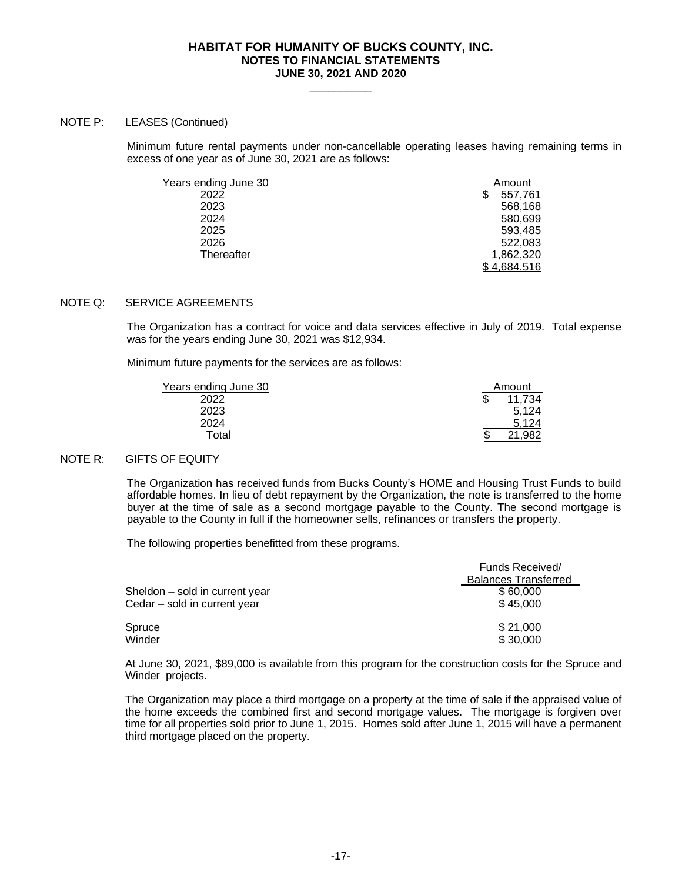NOTE P: LEASES (Continued)

Minimum future rental payments under non-cancellable operating leases having remaining terms in excess of one year as of June 30, 2021 are as follows:

| Years ending June 30 | Amount |
|---|---|
| 2022 | $ 557,761 |
| 2023 | 568,168 |
| 2024 | 580,699 |
| 2025 | 593,485 |
| 2026 | 522,083 |
| Thereafter | 1,862,320 |
| | $ 4,684,516 |

NOTE Q: SERVICE AGREEMENTS

The Organization has a contract for voice and data services effective in July of 2019. Total expense was for the years ending June 30, 2021 was $12,934.

Minimum future payments for the services are as follows:

| Years ending June 30 | Amount |
|---|---|
| 2022 | $ 11,734 |
| 2023 | 5,124 |
| 2024 | 5,124 |
| Total | $ 21,982 |

NOTE R: GIFTS OF EQUITY

The Organization has received funds from Bucks County's HOME and Housing Trust Funds to build affordable homes. In lieu of debt repayment by the Organization, the note is transferred to the home buyer at the time of sale as a second mortgage payable to the County. The second mortgage is payable to the County in full if the homeowner sells, refinances or transfers the property.

The following properties benefitted from these programs.

| | Funds Received/ Balances Transferred |
|---|---|
| Sheldon – sold in current year | $ 60,000 |
| Cedar – sold in current year | $ 45,000 |
| Spruce | $ 21,000 |
| Winder | $ 30,000 |

At June 30, 2021, $89,000 is available from this program for the construction costs for the Spruce and Winder projects.

The Organization may place a third mortgage on a property at the time of sale if the appraised value of the home exceeds the combined first and second mortgage values. The mortgage is forgiven over time for all properties sold prior to June 1, 2015. Homes sold after June 1, 2015 will have a permanent third mortgage placed on the property.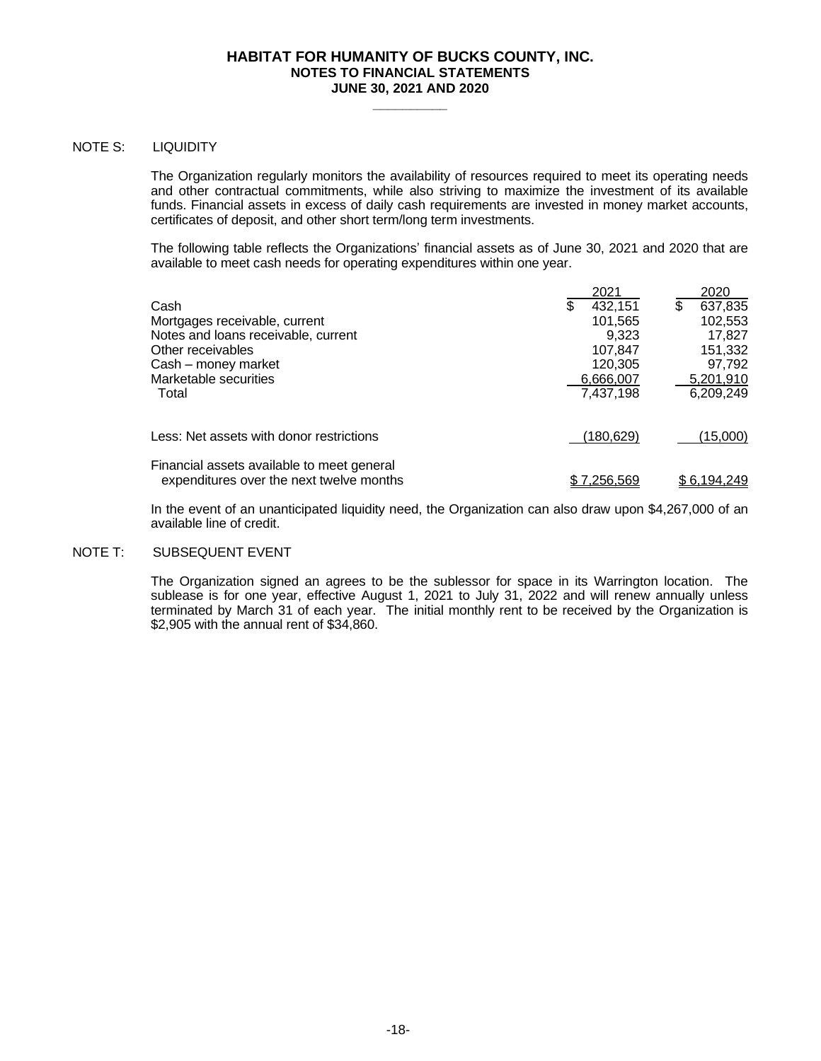# HABITAT FOR HUMANITY OF BUCKS COUNTY, INC.
## NOTES TO FINANCIAL STATEMENTS
### JUNE 30, 2021 AND 2020

---

NOTE S: LIQUIDITY

The Organization regularly monitors the availability of resources required to meet its operating needs and other contractual commitments, while also striving to maximize the investment of its available funds. Financial assets in excess of daily cash requirements are invested in money market accounts, certificates of deposit, and other short term/long term investments.

The following table reflects the Organizations' financial assets as of June 30, 2021 and 2020 that are available to meet cash needs for operating expenditures within one year.

| | 2021 | 2020 |
|---|---|---|
| Cash | $ 432,151 | $ 637,835 |
| Mortgages receivable, current | 101,565 | 102,553 |
| Notes and loans receivable, current | 9,323 | 17,827 |
| Other receivables | 107,847 | 151,332 |
| Cash – money market | 120,305 | 97,792 |
| Marketable securities | 6,666,007 | 5,201,910 |
| Total | 7,437,198 | 6,209,249 |
| Less: Net assets with donor restrictions | (180,629) | (15,000) |
| Financial assets available to meet general expenditures over the next twelve months | $ 7,256,569 | $ 6,194,249 |

In the event of an unanticipated liquidity need, the Organization can also draw upon $4,267,000 of an available line of credit.

NOTE T: SUBSEQUENT EVENT

The Organization signed an agrees to be the sublessor for space in its Warrington location. The sublease is for one year, effective August 1, 2021 to July 31, 2022 and will renew annually unless terminated by March 31 of each year. The initial monthly rent to be received by the Organization is $2,905 with the annual rent of $34,860.